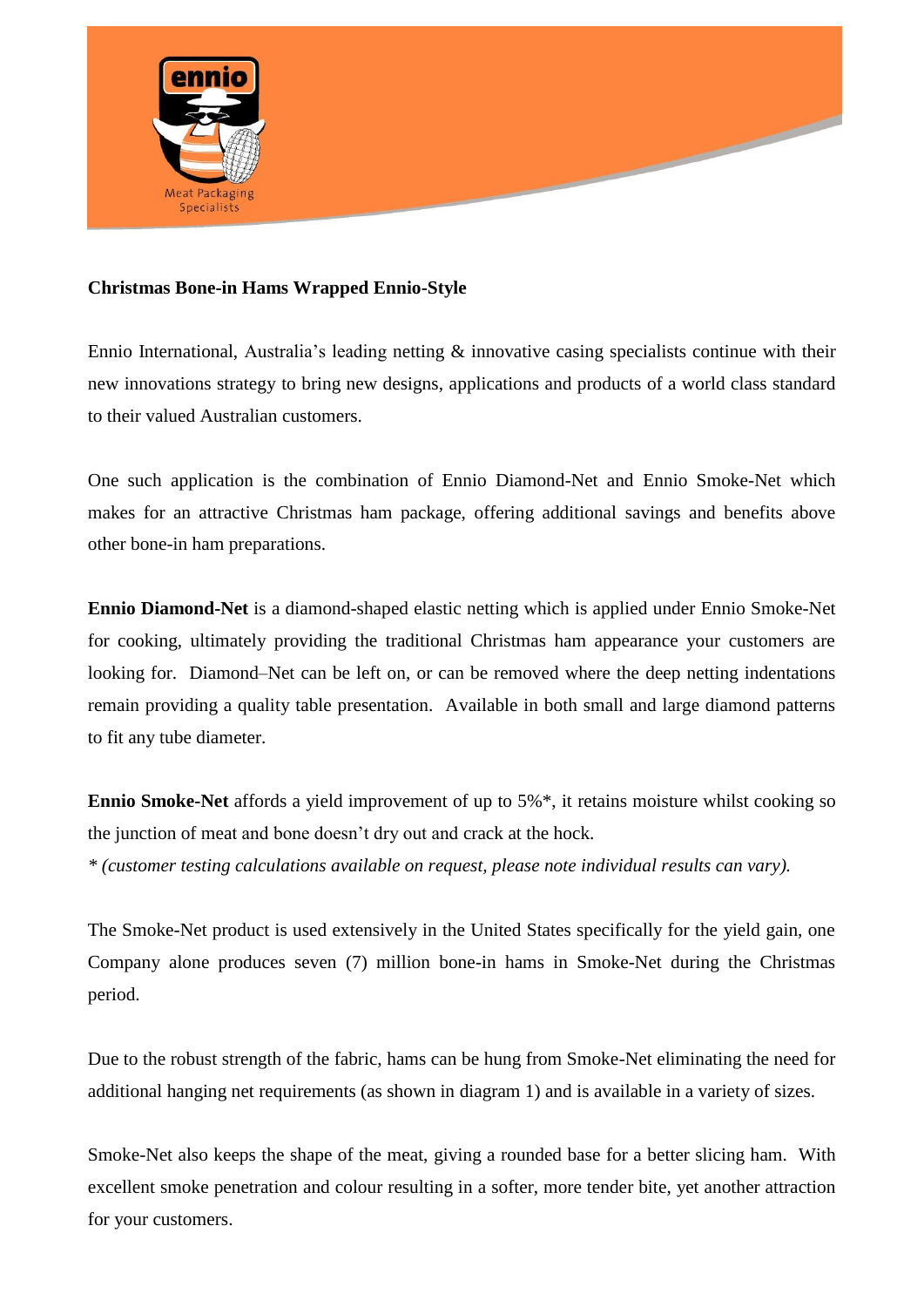**Christmas Bone-in Hams Wrapped Ennio-Style**

Ennio International, Australia's leading netting & innovative casing specialists continue with their new innovations strategy to bring new designs, applications and products of a world class standard to their valued Australian customers.

One such application is the combination of Ennio Diamond-Net and Ennio Smoke-Net which makes for an attractive Christmas ham package, offering additional savings and benefits above other bone-in ham preparations.

**Ennio Diamond-Net** is a diamond-shaped elastic netting which is applied under Ennio Smoke-Net for cooking, ultimately providing the traditional Christmas ham appearance your customers are looking for. Diamond–Net can be left on, or can be removed where the deep netting indentations remain providing a quality table presentation. Available in both small and large diamond patterns to fit any tube diameter.

**Ennio Smoke-Net** affords a yield improvement of up to 5%*, it retains moisture whilst cooking so the junction of meat and bone doesn't dry out and crack at the hock.
*\* (customer testing calculations available on request, please note individual results can vary).*

The Smoke-Net product is used extensively in the United States specifically for the yield gain, one Company alone produces seven (7) million bone-in hams in Smoke-Net during the Christmas period.

Due to the robust strength of the fabric, hams can be hung from Smoke-Net eliminating the need for additional hanging net requirements (as shown in diagram 1) and is available in a variety of sizes.

Smoke-Net also keeps the shape of the meat, giving a rounded base for a better slicing ham. With excellent smoke penetration and colour resulting in a softer, more tender bite, yet another attraction for your customers.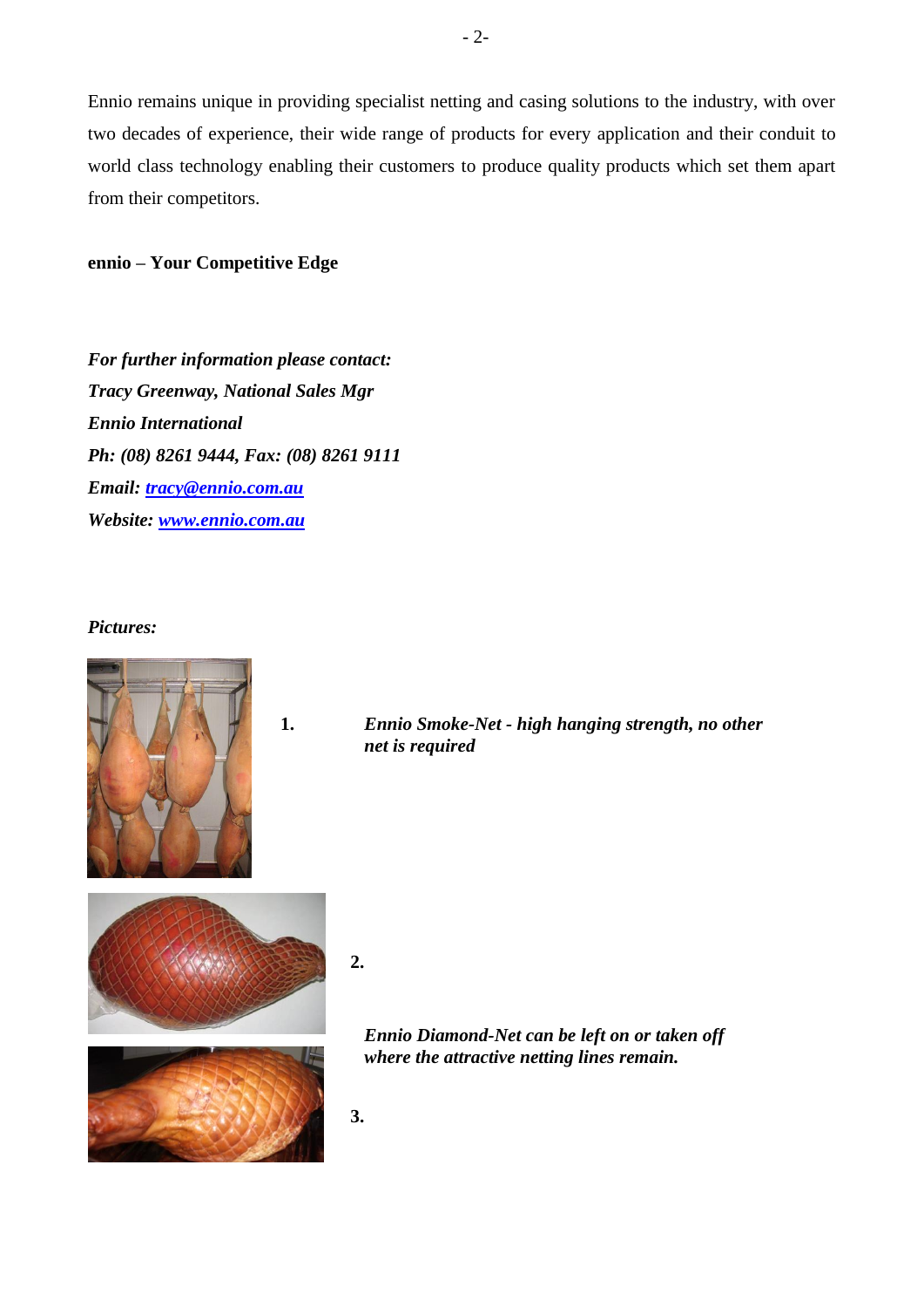Ennio remains unique in providing specialist netting and casing solutions to the industry, with over two decades of experience, their wide range of products for every application and their conduit to world class technology enabling their customers to produce quality products which set them apart from their competitors.

**ennio – Your Competitive Edge**

***For further information please contact:***
***Tracy Greenway, National Sales Mgr***
***Ennio International***
***Ph: (08) 8261 9444, Fax: (08) 8261 9111***
***Email: [tracy@ennio.com.au](mailto:tracy@ennio.com.au)***
***Website: [www.ennio.com.au](http://www.ennio.com.au)***

***Pictures:***

**1.** ***Ennio Smoke-Net - high hanging strength, no other net is required***

**2.**

***Ennio Diamond-Net can be left on or taken off where the attractive netting lines remain.***

**3.**